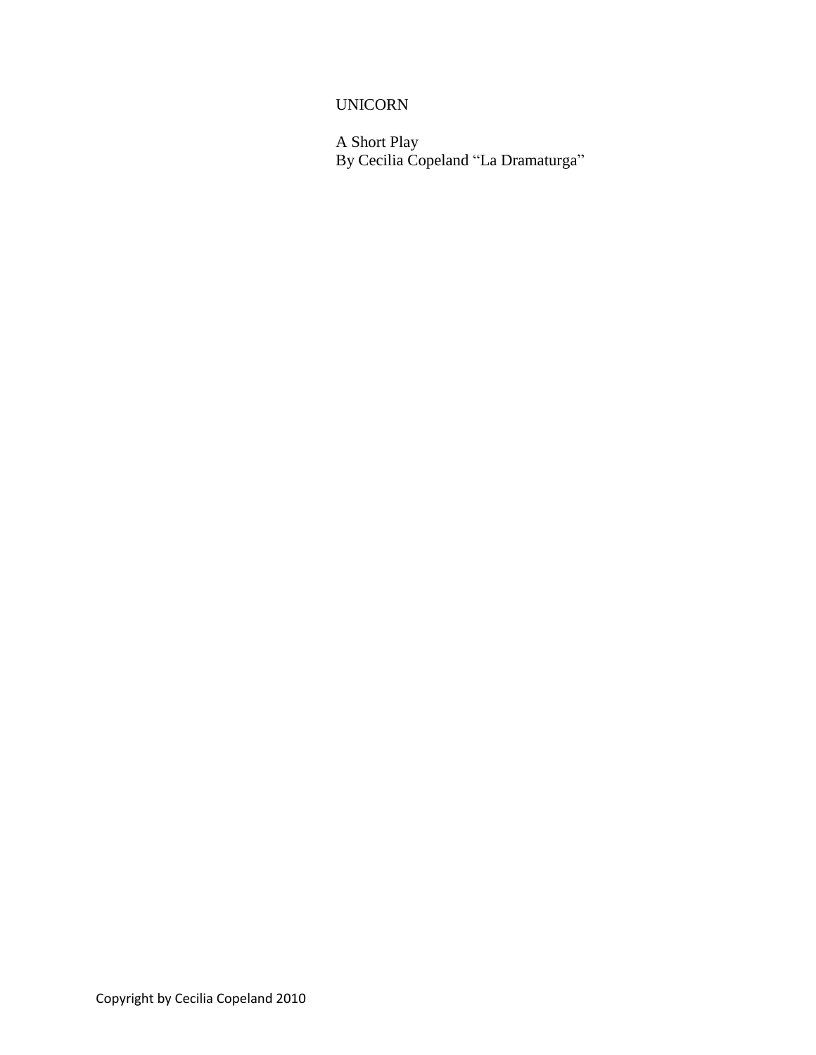# UNICORN

A Short Play
By Cecilia Copeland "La Dramaturga"

Copyright by Cecilia Copeland 2010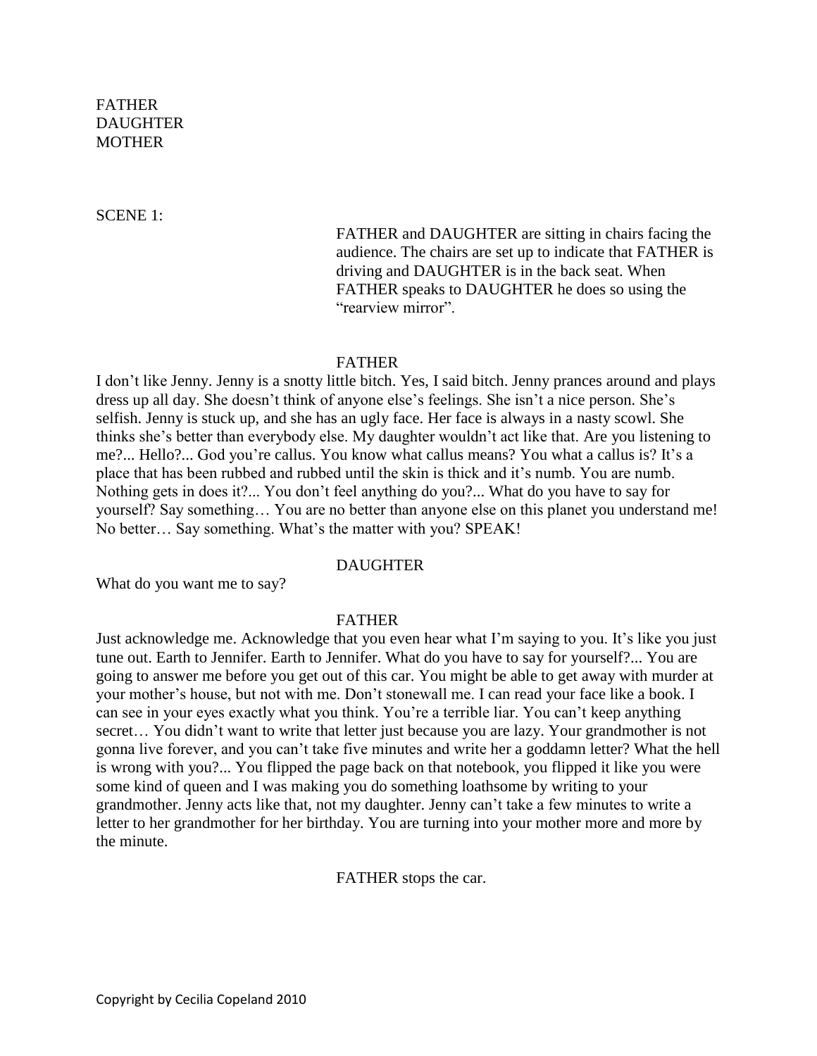FATHER
DAUGHTER
MOTHER

SCENE 1:

FATHER and DAUGHTER are sitting in chairs facing the audience. The chairs are set up to indicate that FATHER is driving and DAUGHTER is in the back seat. When FATHER speaks to DAUGHTER he does so using the "rearview mirror".

FATHER

I don't like Jenny. Jenny is a snotty little bitch. Yes, I said bitch. Jenny prances around and plays dress up all day. She doesn't think of anyone else's feelings. She isn't a nice person. She's selfish. Jenny is stuck up, and she has an ugly face. Her face is always in a nasty scowl. She thinks she's better than everybody else. My daughter wouldn't act like that. Are you listening to me?... Hello?... God you're callus. You know what callus means? You what a callus is? It's a place that has been rubbed and rubbed until the skin is thick and it's numb. You are numb. Nothing gets in does it?... You don't feel anything do you?... What do you have to say for yourself? Say something… You are no better than anyone else on this planet you understand me! No better… Say something. What's the matter with you? SPEAK!

DAUGHTER

What do you want me to say?

FATHER

Just acknowledge me. Acknowledge that you even hear what I'm saying to you. It's like you just tune out. Earth to Jennifer. Earth to Jennifer. What do you have to say for yourself?... You are going to answer me before you get out of this car. You might be able to get away with murder at your mother's house, but not with me. Don't stonewall me. I can read your face like a book. I can see in your eyes exactly what you think. You're a terrible liar. You can't keep anything secret… You didn't want to write that letter just because you are lazy. Your grandmother is not gonna live forever, and you can't take five minutes and write her a goddamn letter? What the hell is wrong with you?... You flipped the page back on that notebook, you flipped it like you were some kind of queen and I was making you do something loathsome by writing to your grandmother. Jenny acts like that, not my daughter. Jenny can't take a few minutes to write a letter to her grandmother for her birthday. You are turning into your mother more and more by the minute.

FATHER stops the car.

Copyright by Cecilia Copeland 2010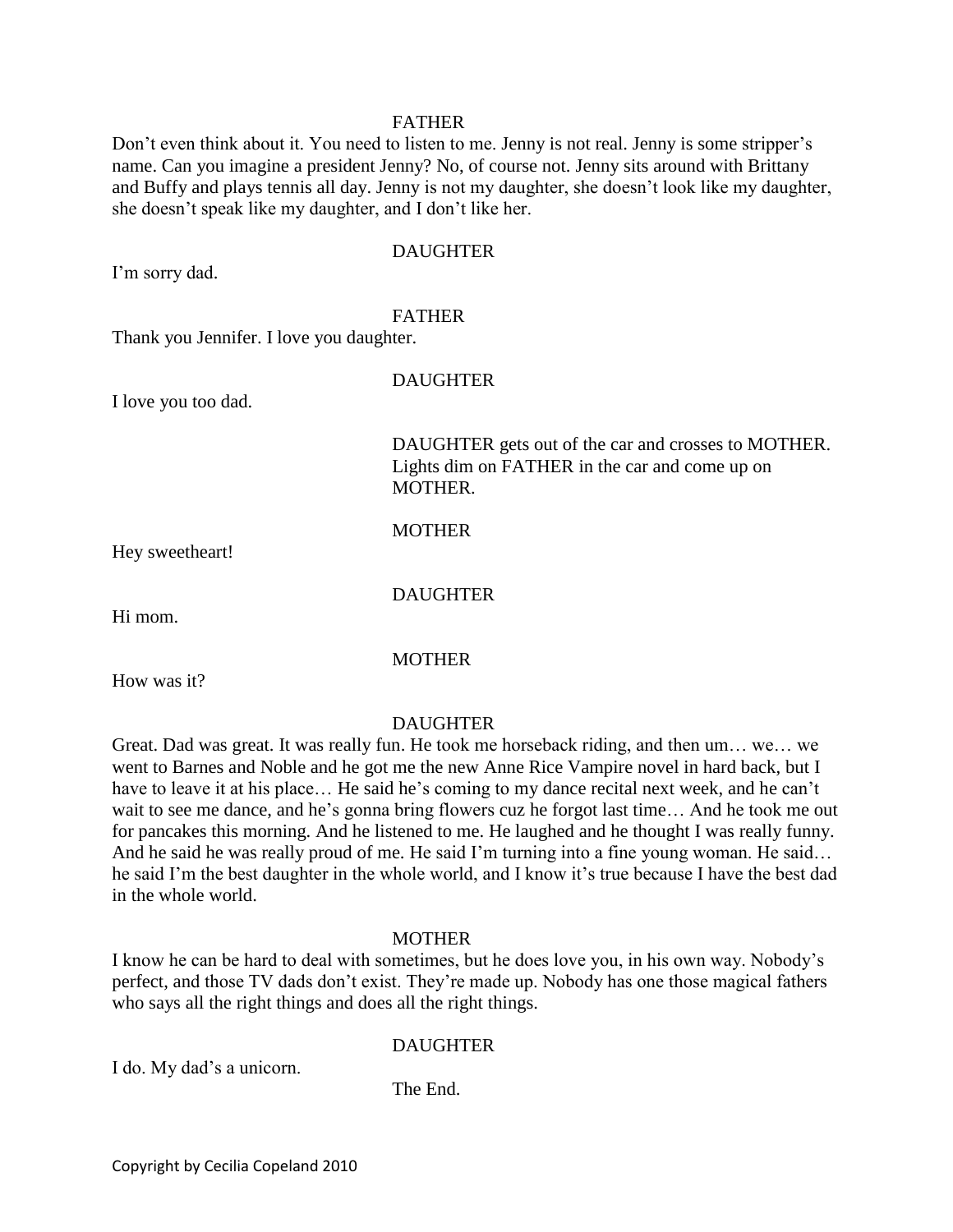FATHER

Don't even think about it. You need to listen to me. Jenny is not real. Jenny is some stripper's name. Can you imagine a president Jenny? No, of course not. Jenny sits around with Brittany and Buffy and plays tennis all day. Jenny is not my daughter, she doesn't look like my daughter, she doesn't speak like my daughter, and I don't like her.

DAUGHTER

I'm sorry dad.

FATHER

Thank you Jennifer. I love you daughter.

DAUGHTER

I love you too dad.

DAUGHTER gets out of the car and crosses to MOTHER. Lights dim on FATHER in the car and come up on MOTHER.

MOTHER

Hey sweetheart!

DAUGHTER

Hi mom.

MOTHER

How was it?

DAUGHTER

Great. Dad was great. It was really fun. He took me horseback riding, and then um… we… we went to Barnes and Noble and he got me the new Anne Rice Vampire novel in hard back, but I have to leave it at his place… He said he's coming to my dance recital next week, and he can't wait to see me dance, and he's gonna bring flowers cuz he forgot last time… And he took me out for pancakes this morning. And he listened to me. He laughed and he thought I was really funny. And he said he was really proud of me. He said I'm turning into a fine young woman. He said… he said I'm the best daughter in the whole world, and I know it's true because I have the best dad in the whole world.

MOTHER

I know he can be hard to deal with sometimes, but he does love you, in his own way. Nobody's perfect, and those TV dads don't exist. They're made up. Nobody has one those magical fathers who says all the right things and does all the right things.

DAUGHTER

I do. My dad's a unicorn.

The End.

Copyright by Cecilia Copeland 2010